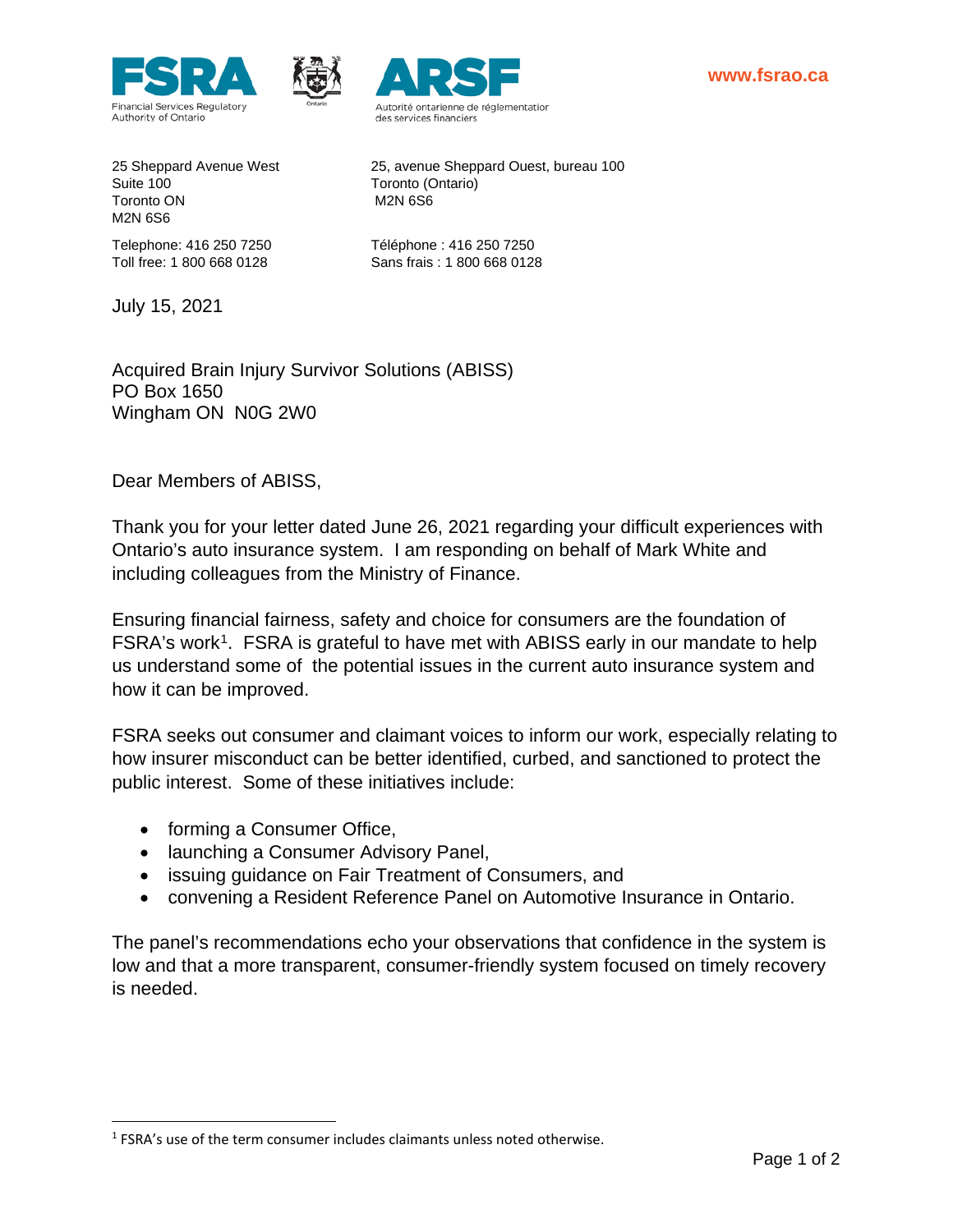FSRA Financial Services Regulatory Authority of Ontario

ARSF Autorité ontarienne de réglementation des services financiers

www.fsrao.ca

25 Sheppard Avenue West
Suite 100
Toronto ON
M2N 6S6

Telephone: 416 250 7250
Toll free: 1 800 668 0128

25, avenue Sheppard Ouest, bureau 100
Toronto (Ontario)
M2N 6S6

Téléphone : 416 250 7250
Sans frais : 1 800 668 0128

July 15, 2021

Acquired Brain Injury Survivor Solutions (ABISS)
PO Box 1650
Wingham ON N0G 2W0

Dear Members of ABISS,

Thank you for your letter dated June 26, 2021 regarding your difficult experiences with Ontario's auto insurance system. I am responding on behalf of Mark White and including colleagues from the Ministry of Finance.

Ensuring financial fairness, safety and choice for consumers are the foundation of FSRA's work[1]. FSRA is grateful to have met with ABISS early in our mandate to help us understand some of the potential issues in the current auto insurance system and how it can be improved.

FSRA seeks out consumer and claimant voices to inform our work, especially relating to how insurer misconduct can be better identified, curbed, and sanctioned to protect the public interest. Some of these initiatives include:

- forming a Consumer Office,
- launching a Consumer Advisory Panel,
- issuing guidance on Fair Treatment of Consumers, and
- convening a Resident Reference Panel on Automotive Insurance in Ontario.

The panel's recommendations echo your observations that confidence in the system is low and that a more transparent, consumer-friendly system focused on timely recovery is needed.

[1] FSRA's use of the term consumer includes claimants unless noted otherwise.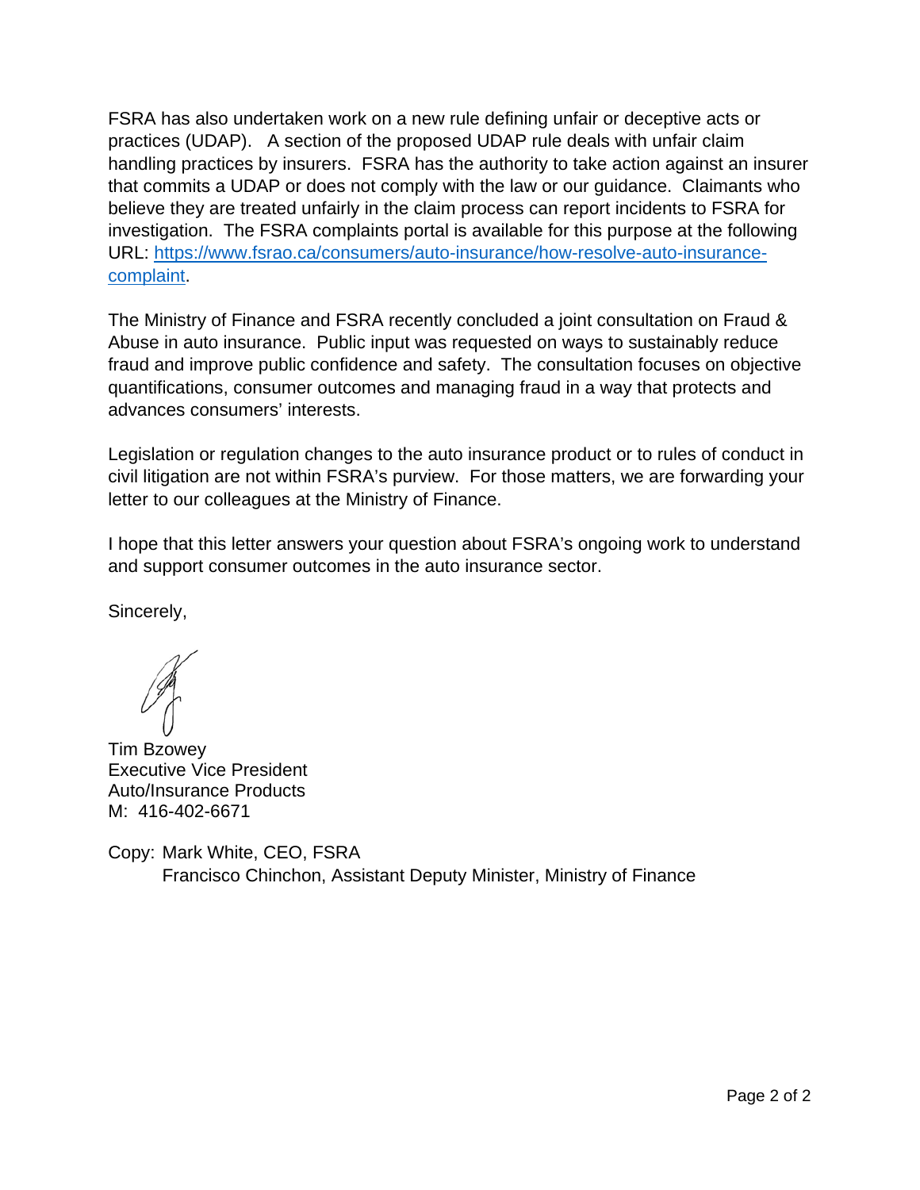FSRA has also undertaken work on a new rule defining unfair or deceptive acts or practices (UDAP). A section of the proposed UDAP rule deals with unfair claim handling practices by insurers. FSRA has the authority to take action against an insurer that commits a UDAP or does not comply with the law or our guidance. Claimants who believe they are treated unfairly in the claim process can report incidents to FSRA for investigation. The FSRA complaints portal is available for this purpose at the following URL: [https://www.fsrao.ca/consumers/auto-insurance/how-resolve-auto-insurance-complaint](https://www.fsrao.ca/consumers/auto-insurance/how-resolve-auto-insurance-complaint).

The Ministry of Finance and FSRA recently concluded a joint consultation on Fraud & Abuse in auto insurance. Public input was requested on ways to sustainably reduce fraud and improve public confidence and safety. The consultation focuses on objective quantifications, consumer outcomes and managing fraud in a way that protects and advances consumers' interests.

Legislation or regulation changes to the auto insurance product or to rules of conduct in civil litigation are not within FSRA's purview. For those matters, we are forwarding your letter to our colleagues at the Ministry of Finance.

I hope that this letter answers your question about FSRA's ongoing work to understand and support consumer outcomes in the auto insurance sector.

Sincerely,

Tim Bzowey
Executive Vice President
Auto/Insurance Products
M: 416-402-6671

Copy: Mark White, CEO, FSRA
Francisco Chinchon, Assistant Deputy Minister, Ministry of Finance